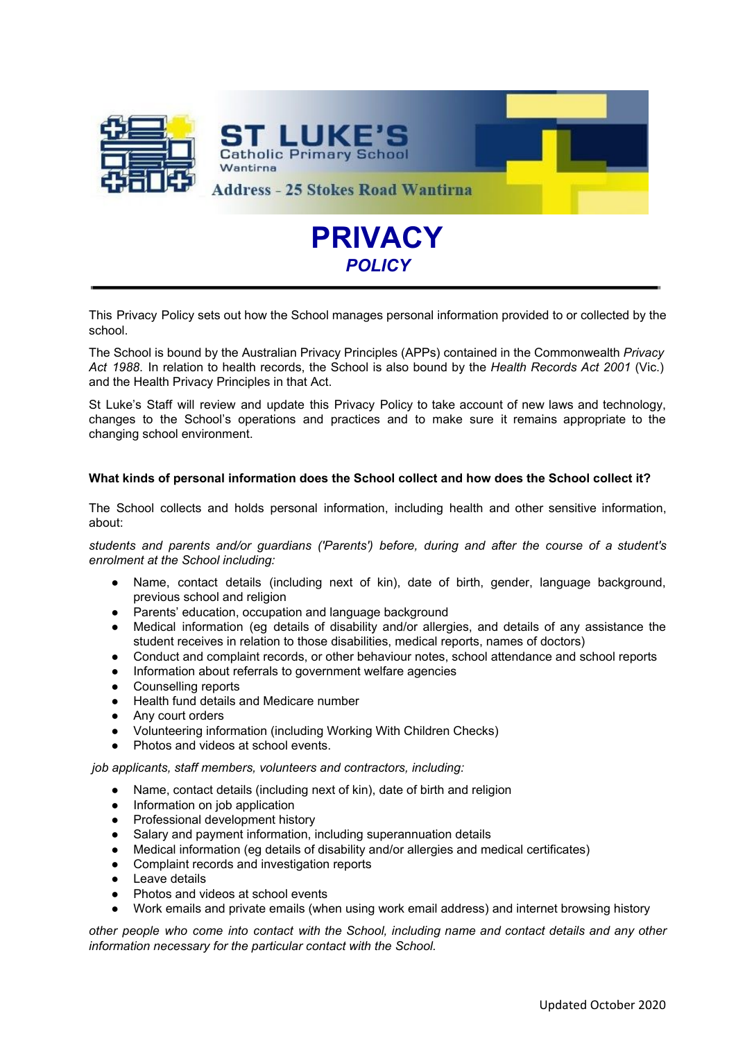ST LUKE'S
Catholic Primary School
Wantirna

Address - 25 Stokes Road Wantirna

# PRIVACY
## *POLICY*

This Privacy Policy sets out how the School manages personal information provided to or collected by the school.

The School is bound by the Australian Privacy Principles (APPs) contained in the Commonwealth *Privacy Act 1988*. In relation to health records, the School is also bound by the *Health Records Act 2001* (Vic.) and the Health Privacy Principles in that Act.

St Luke's Staff will review and update this Privacy Policy to take account of new laws and technology, changes to the School's operations and practices and to make sure it remains appropriate to the changing school environment.

**What kinds of personal information does the School collect and how does the School collect it?**

The School collects and holds personal information, including health and other sensitive information, about:

*students and parents and/or guardians ('Parents') before, during and after the course of a student's enrolment at the School including:*

- Name, contact details (including next of kin), date of birth, gender, language background, previous school and religion
- Parents' education, occupation and language background
- Medical information (eg details of disability and/or allergies, and details of any assistance the student receives in relation to those disabilities, medical reports, names of doctors)
- Conduct and complaint records, or other behaviour notes, school attendance and school reports
- Information about referrals to government welfare agencies
- Counselling reports
- Health fund details and Medicare number
- Any court orders
- Volunteering information (including Working With Children Checks)
- Photos and videos at school events.

*job applicants, staff members, volunteers and contractors, including:*

- Name, contact details (including next of kin), date of birth and religion
- Information on job application
- Professional development history
- Salary and payment information, including superannuation details
- Medical information (eg details of disability and/or allergies and medical certificates)
- Complaint records and investigation reports
- Leave details
- Photos and videos at school events
- Work emails and private emails (when using work email address) and internet browsing history

*other people who come into contact with the School, including name and contact details and any other information necessary for the particular contact with the School.*

Updated October 2020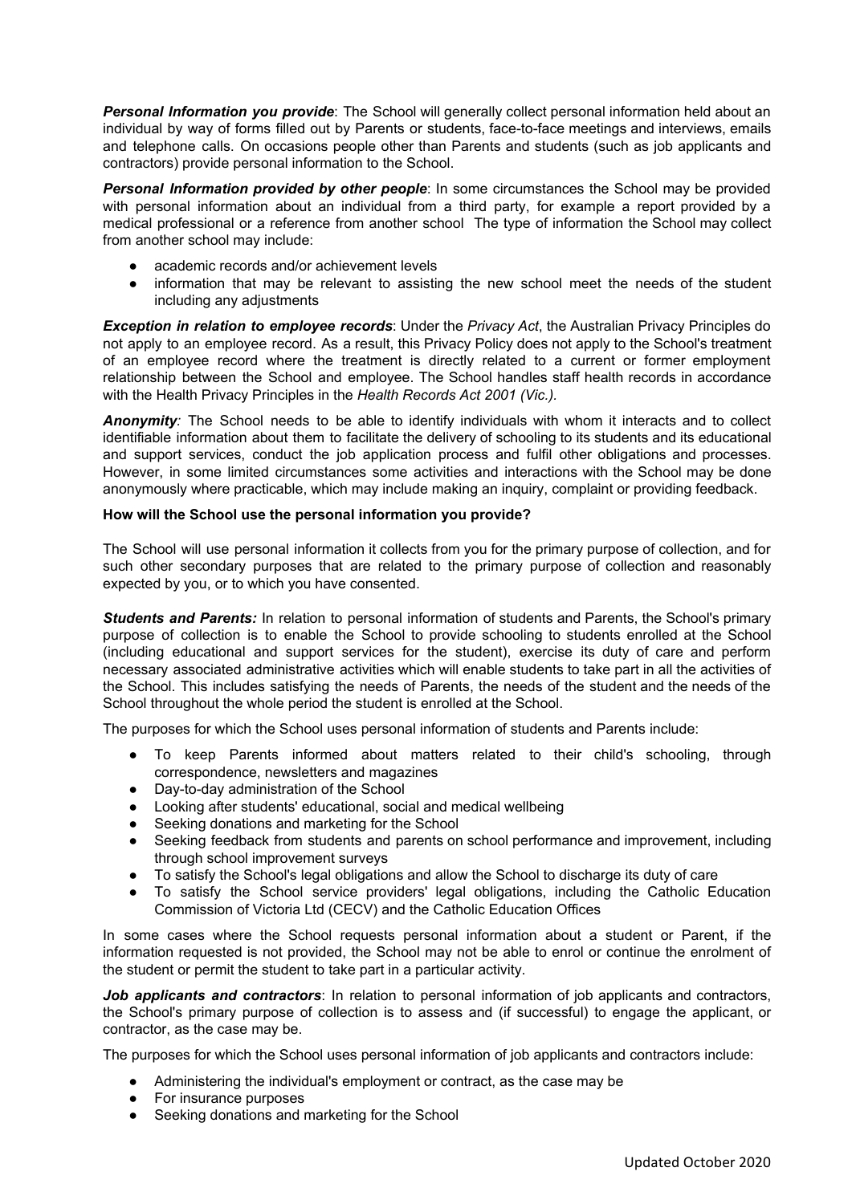***Personal Information you provide***: The School will generally collect personal information held about an individual by way of forms filled out by Parents or students, face-to-face meetings and interviews, emails and telephone calls. On occasions people other than Parents and students (such as job applicants and contractors) provide personal information to the School.

***Personal Information provided by other people***: In some circumstances the School may be provided with personal information about an individual from a third party, for example a report provided by a medical professional or a reference from another school The type of information the School may collect from another school may include:

- academic records and/or achievement levels
- information that may be relevant to assisting the new school meet the needs of the student including any adjustments

***Exception in relation to employee records***: Under the *Privacy Act*, the Australian Privacy Principles do not apply to an employee record. As a result, this Privacy Policy does not apply to the School's treatment of an employee record where the treatment is directly related to a current or former employment relationship between the School and employee. The School handles staff health records in accordance with the Health Privacy Principles in the *Health Records Act 2001 (Vic.).*

***Anonymity:*** The School needs to be able to identify individuals with whom it interacts and to collect identifiable information about them to facilitate the delivery of schooling to its students and its educational and support services, conduct the job application process and fulfil other obligations and processes. However, in some limited circumstances some activities and interactions with the School may be done anonymously where practicable, which may include making an inquiry, complaint or providing feedback.

**How will the School use the personal information you provide?**

The School will use personal information it collects from you for the primary purpose of collection, and for such other secondary purposes that are related to the primary purpose of collection and reasonably expected by you, or to which you have consented.

***Students and Parents:*** In relation to personal information of students and Parents, the School's primary purpose of collection is to enable the School to provide schooling to students enrolled at the School (including educational and support services for the student), exercise its duty of care and perform necessary associated administrative activities which will enable students to take part in all the activities of the School. This includes satisfying the needs of Parents, the needs of the student and the needs of the School throughout the whole period the student is enrolled at the School.

The purposes for which the School uses personal information of students and Parents include:

- To keep Parents informed about matters related to their child's schooling, through correspondence, newsletters and magazines
- Day-to-day administration of the School
- Looking after students' educational, social and medical wellbeing
- Seeking donations and marketing for the School
- Seeking feedback from students and parents on school performance and improvement, including through school improvement surveys
- To satisfy the School's legal obligations and allow the School to discharge its duty of care
- To satisfy the School service providers' legal obligations, including the Catholic Education Commission of Victoria Ltd (CECV) and the Catholic Education Offices

In some cases where the School requests personal information about a student or Parent, if the information requested is not provided, the School may not be able to enrol or continue the enrolment of the student or permit the student to take part in a particular activity.

***Job applicants and contractors***: In relation to personal information of job applicants and contractors, the School's primary purpose of collection is to assess and (if successful) to engage the applicant, or contractor, as the case may be.

The purposes for which the School uses personal information of job applicants and contractors include:

- Administering the individual's employment or contract, as the case may be
- For insurance purposes
- Seeking donations and marketing for the School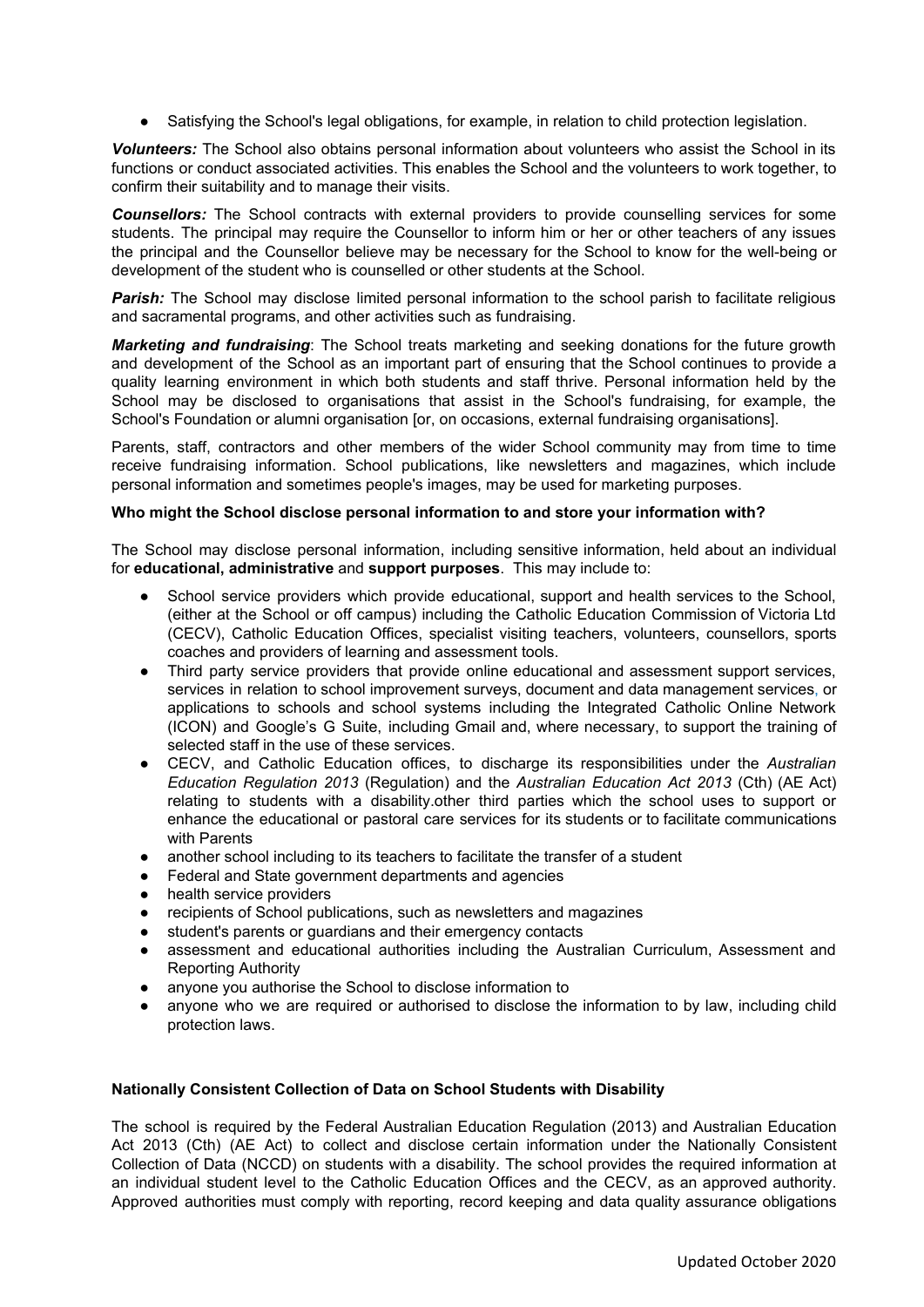- Satisfying the School's legal obligations, for example, in relation to child protection legislation.

***Volunteers:*** The School also obtains personal information about volunteers who assist the School in its functions or conduct associated activities. This enables the School and the volunteers to work together, to confirm their suitability and to manage their visits.

***Counsellors:*** The School contracts with external providers to provide counselling services for some students. The principal may require the Counsellor to inform him or her or other teachers of any issues the principal and the Counsellor believe may be necessary for the School to know for the well-being or development of the student who is counselled or other students at the School.

***Parish:*** The School may disclose limited personal information to the school parish to facilitate religious and sacramental programs, and other activities such as fundraising.

***Marketing and fundraising***: The School treats marketing and seeking donations for the future growth and development of the School as an important part of ensuring that the School continues to provide a quality learning environment in which both students and staff thrive. Personal information held by the School may be disclosed to organisations that assist in the School's fundraising, for example, the School's Foundation or alumni organisation [or, on occasions, external fundraising organisations].

Parents, staff, contractors and other members of the wider School community may from time to time receive fundraising information. School publications, like newsletters and magazines, which include personal information and sometimes people's images, may be used for marketing purposes.

**Who might the School disclose personal information to and store your information with?**

The School may disclose personal information, including sensitive information, held about an individual for **educational, administrative** and **support purposes**. This may include to:

- School service providers which provide educational, support and health services to the School, (either at the School or off campus) including the Catholic Education Commission of Victoria Ltd (CECV), Catholic Education Offices, specialist visiting teachers, volunteers, counsellors, sports coaches and providers of learning and assessment tools.
- Third party service providers that provide online educational and assessment support services, services in relation to school improvement surveys, document and data management services, or applications to schools and school systems including the Integrated Catholic Online Network (ICON) and Google's G Suite, including Gmail and, where necessary, to support the training of selected staff in the use of these services.
- CECV, and Catholic Education offices, to discharge its responsibilities under the *Australian Education Regulation 2013* (Regulation) and the *Australian Education Act 2013* (Cth) (AE Act) relating to students with a disability.other third parties which the school uses to support or enhance the educational or pastoral care services for its students or to facilitate communications with Parents
- another school including to its teachers to facilitate the transfer of a student
- Federal and State government departments and agencies
- health service providers
- recipients of School publications, such as newsletters and magazines
- student's parents or guardians and their emergency contacts
- assessment and educational authorities including the Australian Curriculum, Assessment and Reporting Authority
- anyone you authorise the School to disclose information to
- anyone who we are required or authorised to disclose the information to by law, including child protection laws.

**Nationally Consistent Collection of Data on School Students with Disability**

The school is required by the Federal Australian Education Regulation (2013) and Australian Education Act 2013 (Cth) (AE Act) to collect and disclose certain information under the Nationally Consistent Collection of Data (NCCD) on students with a disability. The school provides the required information at an individual student level to the Catholic Education Offices and the CECV, as an approved authority. Approved authorities must comply with reporting, record keeping and data quality assurance obligations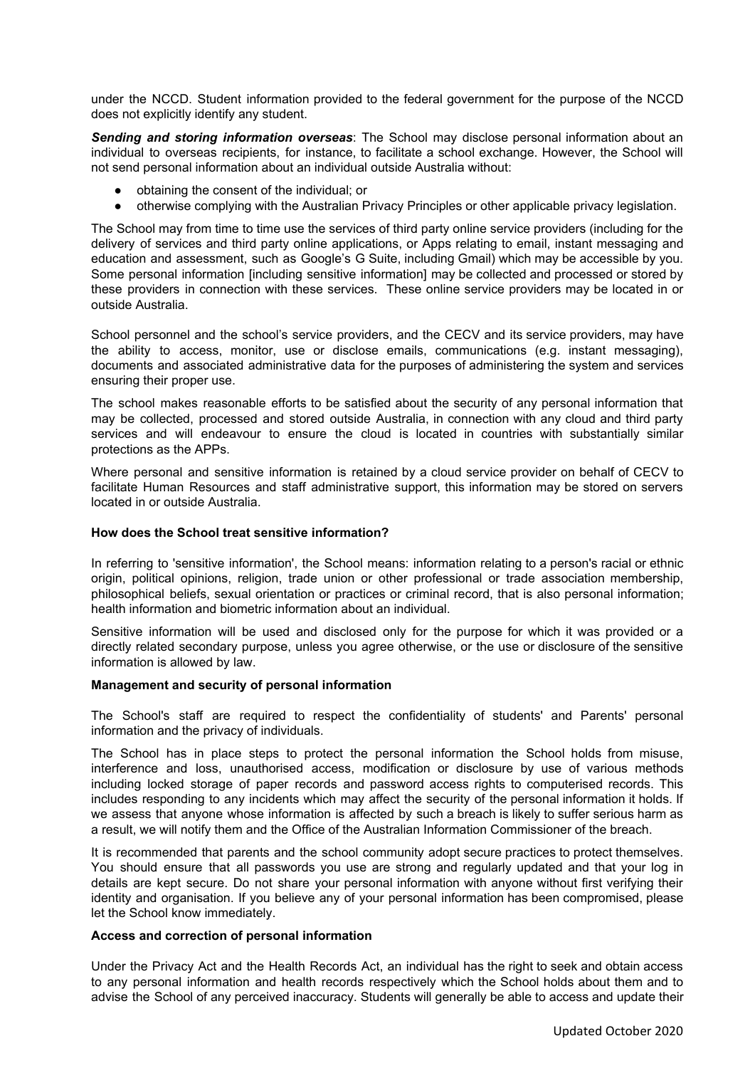under the NCCD. Student information provided to the federal government for the purpose of the NCCD does not explicitly identify any student.

***Sending and storing information overseas***: The School may disclose personal information about an individual to overseas recipients, for instance, to facilitate a school exchange. However, the School will not send personal information about an individual outside Australia without:

- obtaining the consent of the individual; or
- otherwise complying with the Australian Privacy Principles or other applicable privacy legislation.

The School may from time to time use the services of third party online service providers (including for the delivery of services and third party online applications, or Apps relating to email, instant messaging and education and assessment, such as Google's G Suite, including Gmail) which may be accessible by you. Some personal information [including sensitive information] may be collected and processed or stored by these providers in connection with these services. These online service providers may be located in or outside Australia.

School personnel and the school's service providers, and the CECV and its service providers, may have the ability to access, monitor, use or disclose emails, communications (e.g. instant messaging), documents and associated administrative data for the purposes of administering the system and services ensuring their proper use.

The school makes reasonable efforts to be satisfied about the security of any personal information that may be collected, processed and stored outside Australia, in connection with any cloud and third party services and will endeavour to ensure the cloud is located in countries with substantially similar protections as the APPs.

Where personal and sensitive information is retained by a cloud service provider on behalf of CECV to facilitate Human Resources and staff administrative support, this information may be stored on servers located in or outside Australia.

**How does the School treat sensitive information?**

In referring to 'sensitive information', the School means: information relating to a person's racial or ethnic origin, political opinions, religion, trade union or other professional or trade association membership, philosophical beliefs, sexual orientation or practices or criminal record, that is also personal information; health information and biometric information about an individual.

Sensitive information will be used and disclosed only for the purpose for which it was provided or a directly related secondary purpose, unless you agree otherwise, or the use or disclosure of the sensitive information is allowed by law.

**Management and security of personal information**

The School's staff are required to respect the confidentiality of students' and Parents' personal information and the privacy of individuals.

The School has in place steps to protect the personal information the School holds from misuse, interference and loss, unauthorised access, modification or disclosure by use of various methods including locked storage of paper records and password access rights to computerised records. This includes responding to any incidents which may affect the security of the personal information it holds. If we assess that anyone whose information is affected by such a breach is likely to suffer serious harm as a result, we will notify them and the Office of the Australian Information Commissioner of the breach.

It is recommended that parents and the school community adopt secure practices to protect themselves. You should ensure that all passwords you use are strong and regularly updated and that your log in details are kept secure. Do not share your personal information with anyone without first verifying their identity and organisation. If you believe any of your personal information has been compromised, please let the School know immediately.

**Access and correction of personal information**

Under the Privacy Act and the Health Records Act, an individual has the right to seek and obtain access to any personal information and health records respectively which the School holds about them and to advise the School of any perceived inaccuracy. Students will generally be able to access and update their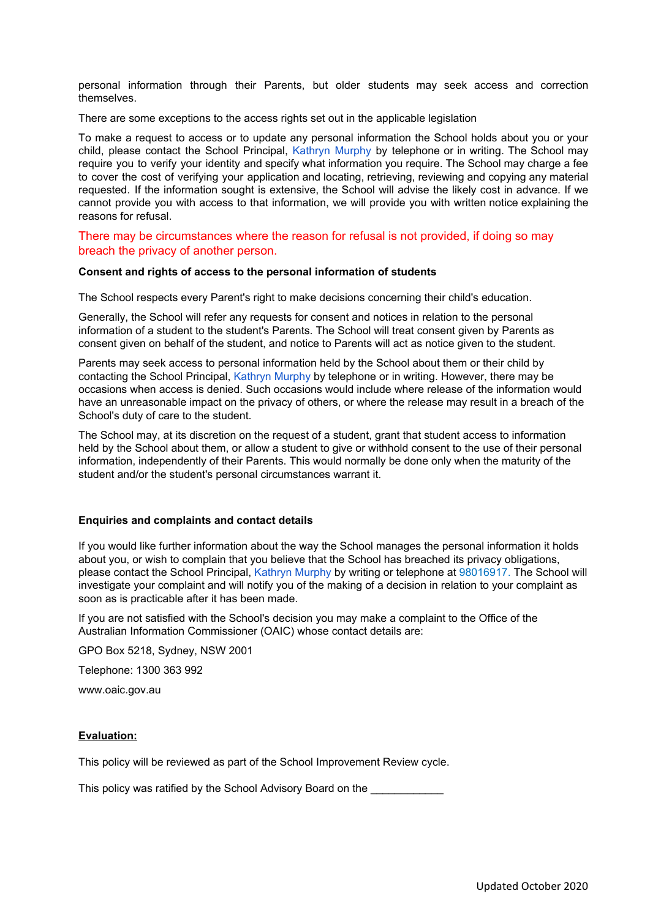personal information through their Parents, but older students may seek access and correction themselves.

There are some exceptions to the access rights set out in the applicable legislation

To make a request to access or to update any personal information the School holds about you or your child, please contact the School Principal, Kathryn Murphy by telephone or in writing. The School may require you to verify your identity and specify what information you require. The School may charge a fee to cover the cost of verifying your application and locating, retrieving, reviewing and copying any material requested. If the information sought is extensive, the School will advise the likely cost in advance. If we cannot provide you with access to that information, we will provide you with written notice explaining the reasons for refusal.

There may be circumstances where the reason for refusal is not provided, if doing so may breach the privacy of another person.

**Consent and rights of access to the personal information of students**

The School respects every Parent's right to make decisions concerning their child's education.

Generally, the School will refer any requests for consent and notices in relation to the personal information of a student to the student's Parents. The School will treat consent given by Parents as consent given on behalf of the student, and notice to Parents will act as notice given to the student.

Parents may seek access to personal information held by the School about them or their child by contacting the School Principal, Kathryn Murphy by telephone or in writing. However, there may be occasions when access is denied. Such occasions would include where release of the information would have an unreasonable impact on the privacy of others, or where the release may result in a breach of the School's duty of care to the student.

The School may, at its discretion on the request of a student, grant that student access to information held by the School about them, or allow a student to give or withhold consent to the use of their personal information, independently of their Parents. This would normally be done only when the maturity of the student and/or the student's personal circumstances warrant it.

**Enquiries and complaints and contact details**

If you would like further information about the way the School manages the personal information it holds about you, or wish to complain that you believe that the School has breached its privacy obligations, please contact the School Principal, Kathryn Murphy by writing or telephone at 98016917. The School will investigate your complaint and will notify you of the making of a decision in relation to your complaint as soon as is practicable after it has been made.

If you are not satisfied with the School's decision you may make a complaint to the Office of the Australian Information Commissioner (OAIC) whose contact details are:

GPO Box 5218, Sydney, NSW 2001

Telephone: 1300 363 992

www.oaic.gov.au

**Evaluation:**

This policy will be reviewed as part of the School Improvement Review cycle.

This policy was ratified by the School Advisory Board on the ____________

Updated October 2020